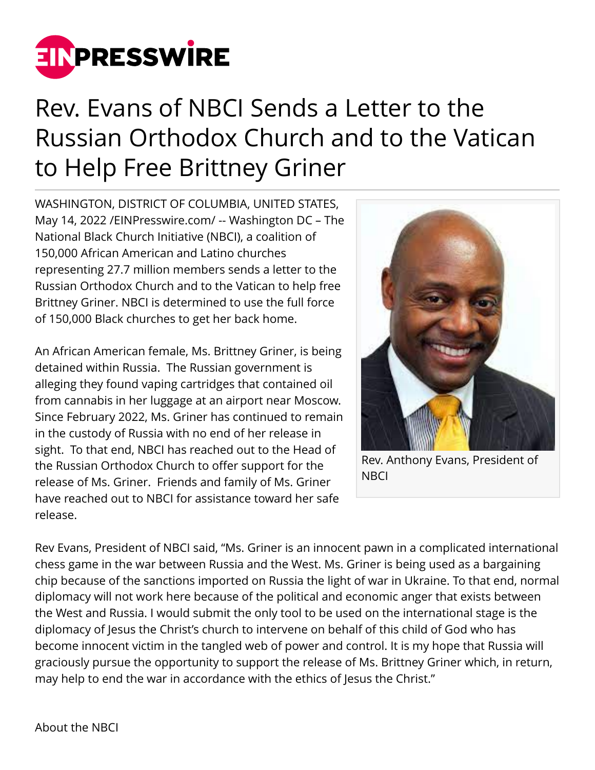# Rev. Evans of NBCI Sends a Letter to the Russian Orthodox Church and to the Vatican to Help Free Brittney Griner

WASHINGTON, DISTRICT OF COLUMBIA, UNITED STATES, May 14, 2022 /EINPresswire.com/ -- Washington DC – The National Black Church Initiative (NBCI), a coalition of 150,000 African American and Latino churches representing 27.7 million members sends a letter to the Russian Orthodox Church and to the Vatican to help free Brittney Griner. NBCI is determined to use the full force of 150,000 Black churches to get her back home.

An African American female, Ms. Brittney Griner, is being detained within Russia. The Russian government is alleging they found vaping cartridges that contained oil from cannabis in her luggage at an airport near Moscow. Since February 2022, Ms. Griner has continued to remain in the custody of Russia with no end of her release in sight. To that end, NBCI has reached out to the Head of the Russian Orthodox Church to offer support for the release of Ms. Griner. Friends and family of Ms. Griner have reached out to NBCI for assistance toward her safe release.

Rev. Anthony Evans, President of NBCI

Rev Evans, President of NBCI said, "Ms. Griner is an innocent pawn in a complicated international chess game in the war between Russia and the West. Ms. Griner is being used as a bargaining chip because of the sanctions imported on Russia the light of war in Ukraine. To that end, normal diplomacy will not work here because of the political and economic anger that exists between the West and Russia. I would submit the only tool to be used on the international stage is the diplomacy of Jesus the Christ's church to intervene on behalf of this child of God who has become innocent victim in the tangled web of power and control. It is my hope that Russia will graciously pursue the opportunity to support the release of Ms. Brittney Griner which, in return, may help to end the war in accordance with the ethics of Jesus the Christ."

About the NBCI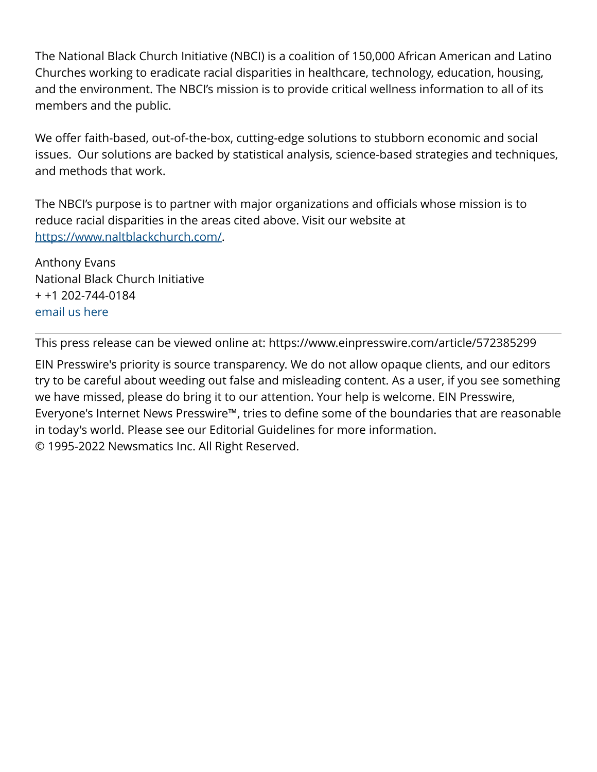The National Black Church Initiative (NBCI) is a coalition of 150,000 African American and Latino Churches working to eradicate racial disparities in healthcare, technology, education, housing, and the environment. The NBCI's mission is to provide critical wellness information to all of its members and the public.

We offer faith-based, out-of-the-box, cutting-edge solutions to stubborn economic and social issues. Our solutions are backed by statistical analysis, science-based strategies and techniques, and methods that work.

The NBCI's purpose is to partner with major organizations and officials whose mission is to reduce racial disparities in the areas cited above. Visit our website at https://www.naltblackchurch.com/.

Anthony Evans
National Black Church Initiative
+ +1 202-744-0184
email us here

---

This press release can be viewed online at: https://www.einpresswire.com/article/572385299

EIN Presswire's priority is source transparency. We do not allow opaque clients, and our editors try to be careful about weeding out false and misleading content. As a user, if you see something we have missed, please do bring it to our attention. Your help is welcome. EIN Presswire, Everyone's Internet News Presswire™, tries to define some of the boundaries that are reasonable in today's world. Please see our Editorial Guidelines for more information.
© 1995-2022 Newsmatics Inc. All Right Reserved.